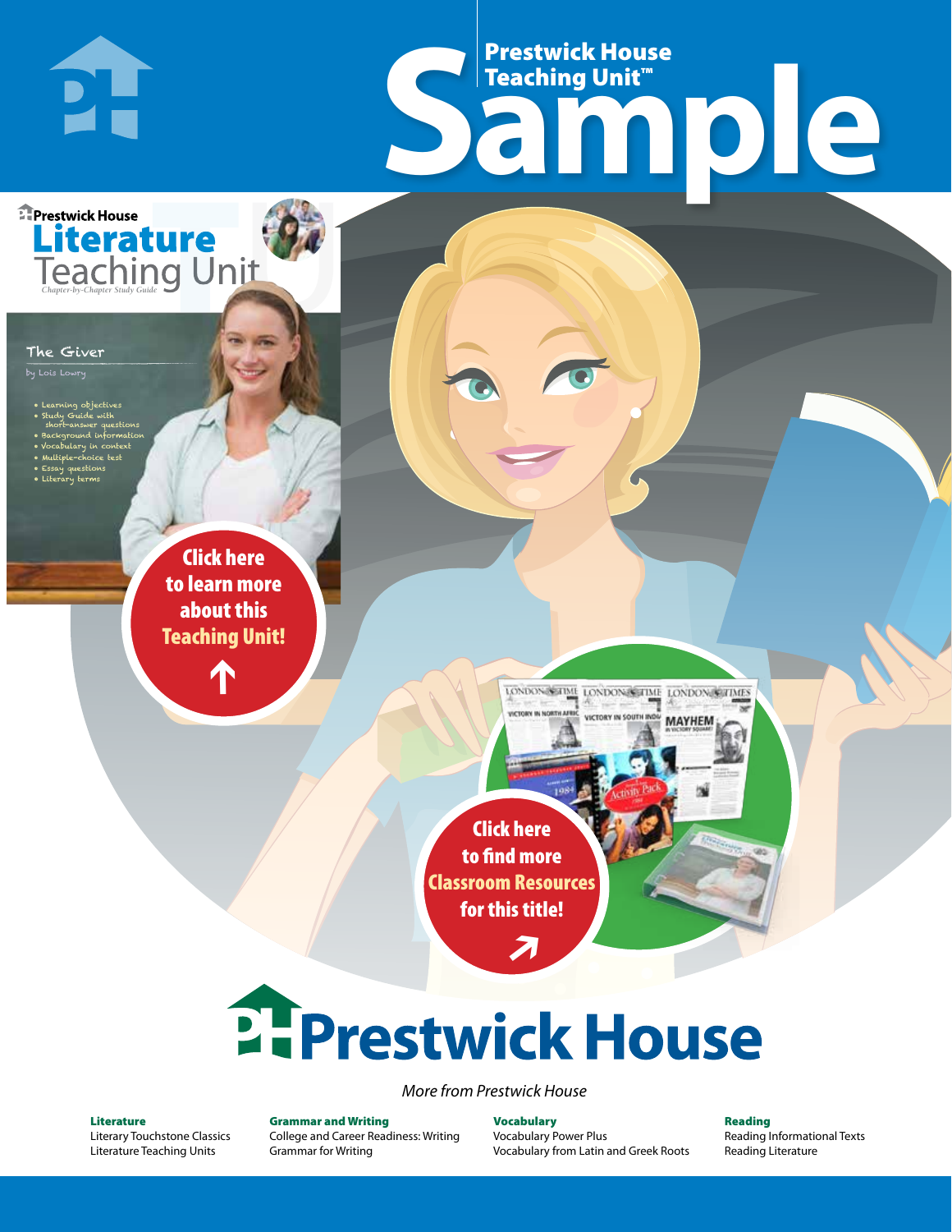# Prestwick House Teaching Unit™ Sample

Prestwick House

**Literature Teaching Unit**

*Chapter-by-Chapter Study Guide*

The Giver

by Lois Lowry

- Learning objectives
- Study Guide with short-answer questions
- Background information
- Vocabulary in context
- Multiple-choice test
- Essay questions
- Literary terms

**Click here to learn more about this Teaching Unit!**

**Click here to find more Classroom Resources for this title!**

# Prestwick House

*More from Prestwick House*

**Literature**
Literary Touchstone Classics
Literature Teaching Units

**Grammar and Writing**
College and Career Readiness: Writing
Grammar for Writing

**Vocabulary**
Vocabulary Power Plus
Vocabulary from Latin and Greek Roots

**Reading**
Reading Informational Texts
Reading Literature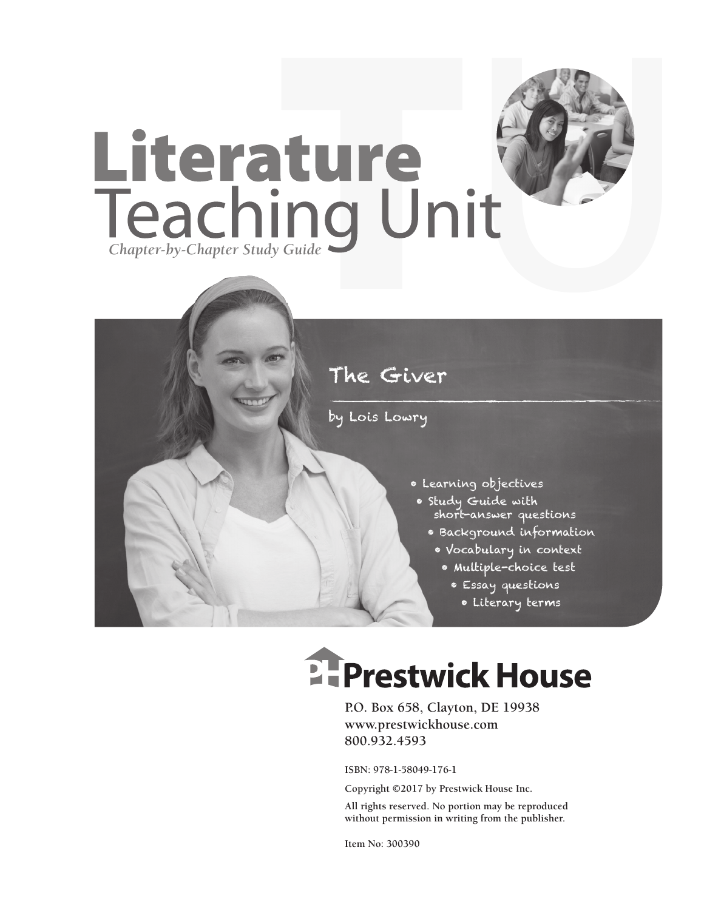# Literature Teaching Unit

*Chapter-by-Chapter Study Guide*

## The Giver

by Lois Lowry

- Learning objectives
- Study Guide with short-answer questions
- Background information
- Vocabulary in context
- Multiple-choice test
- Essay questions
- Literary terms

**Prestwick House**

P.O. Box 658, Clayton, DE 19938
www.prestwickhouse.com
800.932.4593

ISBN: 978-1-58049-176-1

Copyright ©2017 by Prestwick House Inc.

All rights reserved. No portion may be reproduced without permission in writing from the publisher.

Item No: 300390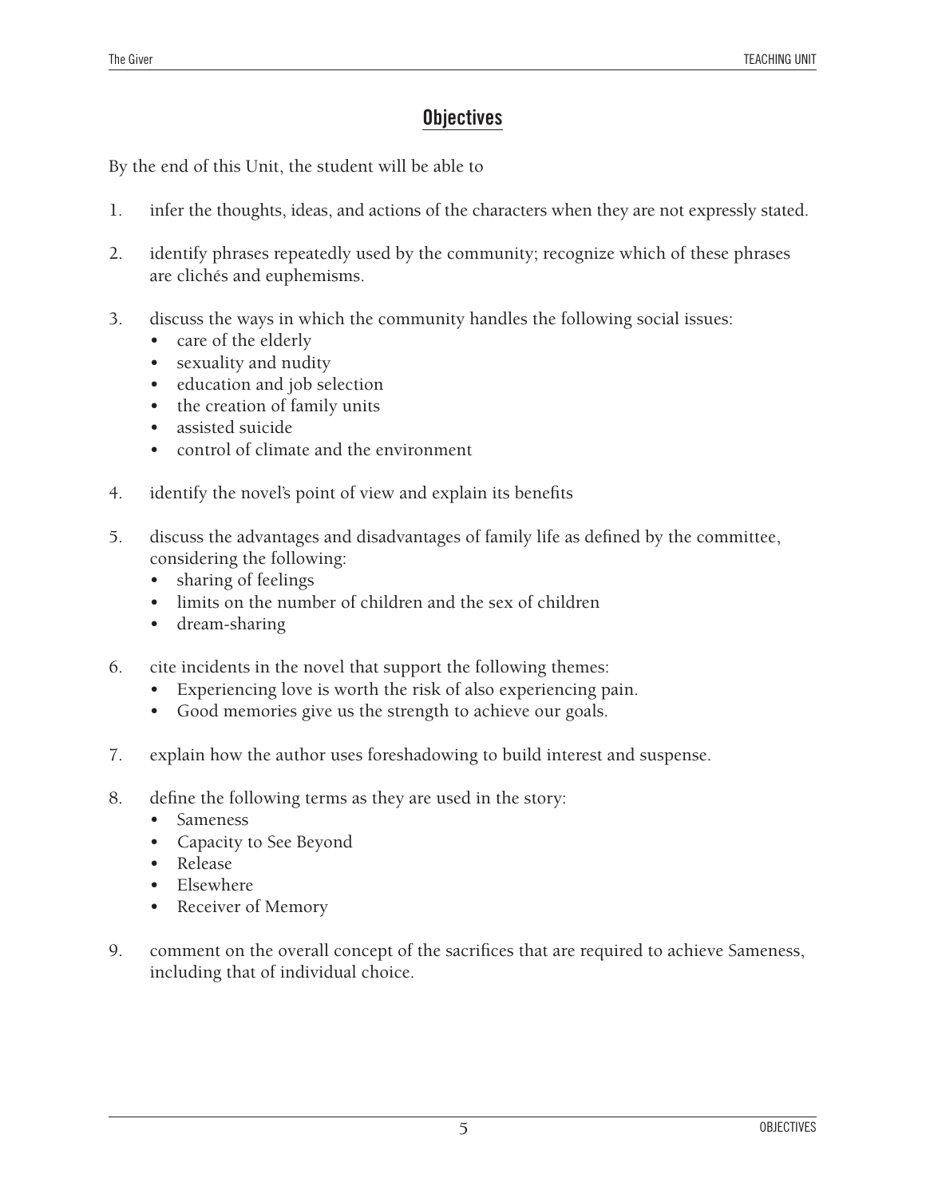## Objectives

By the end of this Unit, the student will be able to

1. infer the thoughts, ideas, and actions of the characters when they are not expressly stated.

2. identify phrases repeatedly used by the community; recognize which of these phrases are clichés and euphemisms.

3. discuss the ways in which the community handles the following social issues:
   - care of the elderly
   - sexuality and nudity
   - education and job selection
   - the creation of family units
   - assisted suicide
   - control of climate and the environment

4. identify the novel's point of view and explain its benefits

5. discuss the advantages and disadvantages of family life as defined by the committee, considering the following:
   - sharing of feelings
   - limits on the number of children and the sex of children
   - dream-sharing

6. cite incidents in the novel that support the following themes:
   - Experiencing love is worth the risk of also experiencing pain.
   - Good memories give us the strength to achieve our goals.

7. explain how the author uses foreshadowing to build interest and suspense.

8. define the following terms as they are used in the story:
   - Sameness
   - Capacity to See Beyond
   - Release
   - Elsewhere
   - Receiver of Memory

9. comment on the overall concept of the sacrifices that are required to achieve Sameness, including that of individual choice.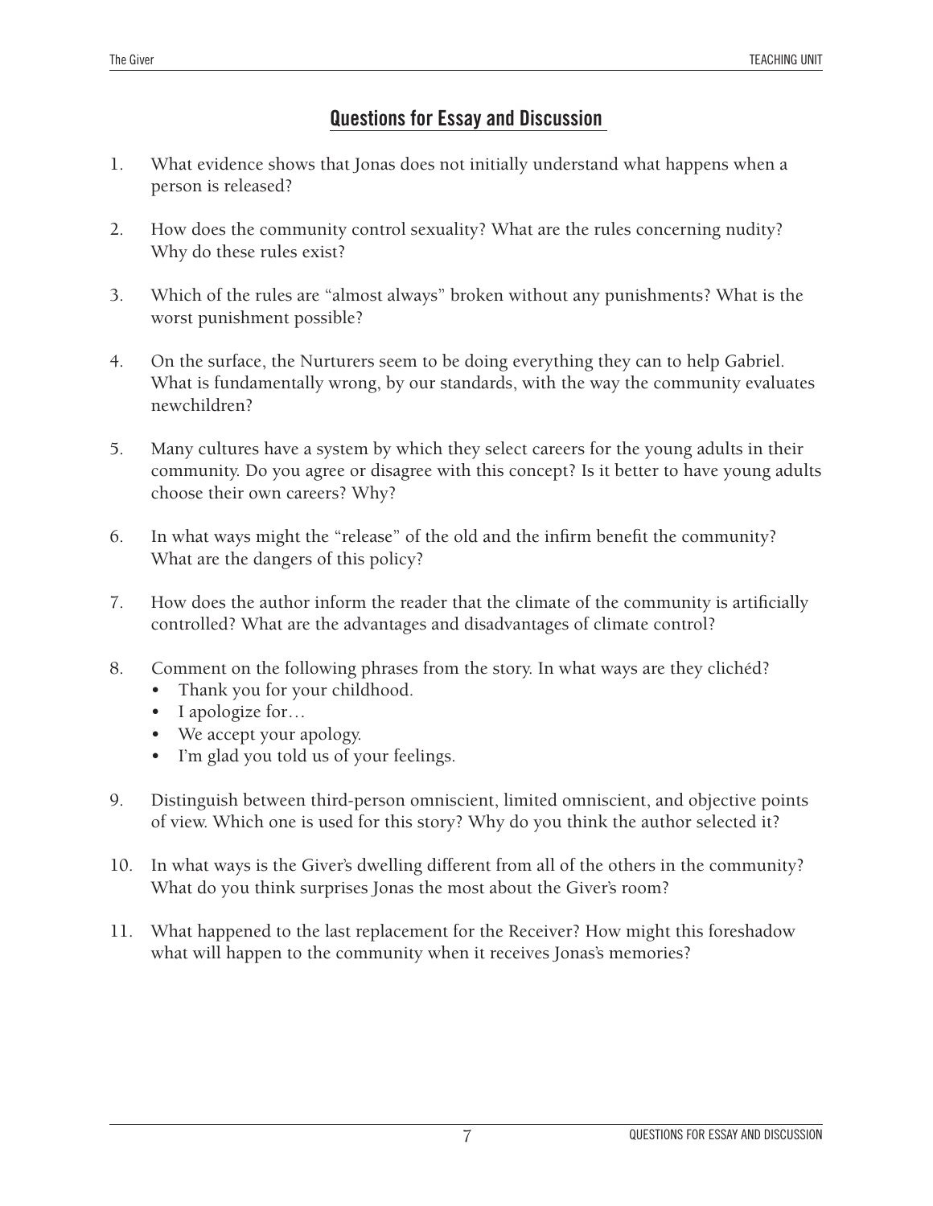## Questions for Essay and Discussion

1. What evidence shows that Jonas does not initially understand what happens when a person is released?

2. How does the community control sexuality? What are the rules concerning nudity? Why do these rules exist?

3. Which of the rules are "almost always" broken without any punishments? What is the worst punishment possible?

4. On the surface, the Nurturers seem to be doing everything they can to help Gabriel. What is fundamentally wrong, by our standards, with the way the community evaluates newchildren?

5. Many cultures have a system by which they select careers for the young adults in their community. Do you agree or disagree with this concept? Is it better to have young adults choose their own careers? Why?

6. In what ways might the "release" of the old and the infirm benefit the community? What are the dangers of this policy?

7. How does the author inform the reader that the climate of the community is artificially controlled? What are the advantages and disadvantages of climate control?

8. Comment on the following phrases from the story. In what ways are they clichéd?
   - Thank you for your childhood.
   - I apologize for…
   - We accept your apology.
   - I'm glad you told us of your feelings.

9. Distinguish between third-person omniscient, limited omniscient, and objective points of view. Which one is used for this story? Why do you think the author selected it?

10. In what ways is the Giver's dwelling different from all of the others in the community? What do you think surprises Jonas the most about the Giver's room?

11. What happened to the last replacement for the Receiver? How might this foreshadow what will happen to the community when it receives Jonas's memories?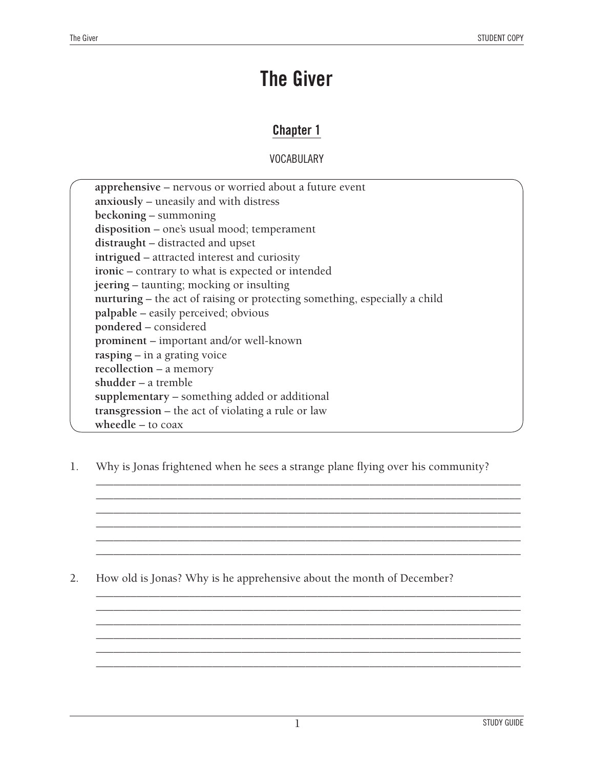# The Giver

## Chapter 1

VOCABULARY

**apprehensive** – nervous or worried about a future event
**anxiously** – uneasily and with distress
**beckoning** – summoning
**disposition** – one's usual mood; temperament
**distraught** – distracted and upset
**intrigued** – attracted interest and curiosity
**ironic** – contrary to what is expected or intended
**jeering** – taunting; mocking or insulting
**nurturing** – the act of raising or protecting something, especially a child
**palpable** – easily perceived; obvious
**pondered** – considered
**prominent** – important and/or well-known
**rasping** – in a grating voice
**recollection** – a memory
**shudder** – a tremble
**supplementary** – something added or additional
**transgression** – the act of violating a rule or law
**wheedle** – to coax

1. Why is Jonas frightened when he sees a strange plane flying over his community?

______________________________________________________________________________
______________________________________________________________________________
______________________________________________________________________________
______________________________________________________________________________
______________________________________________________________________________
______________________________________________________________________________

2. How old is Jonas? Why is he apprehensive about the month of December?

______________________________________________________________________________
______________________________________________________________________________
______________________________________________________________________________
______________________________________________________________________________
______________________________________________________________________________
______________________________________________________________________________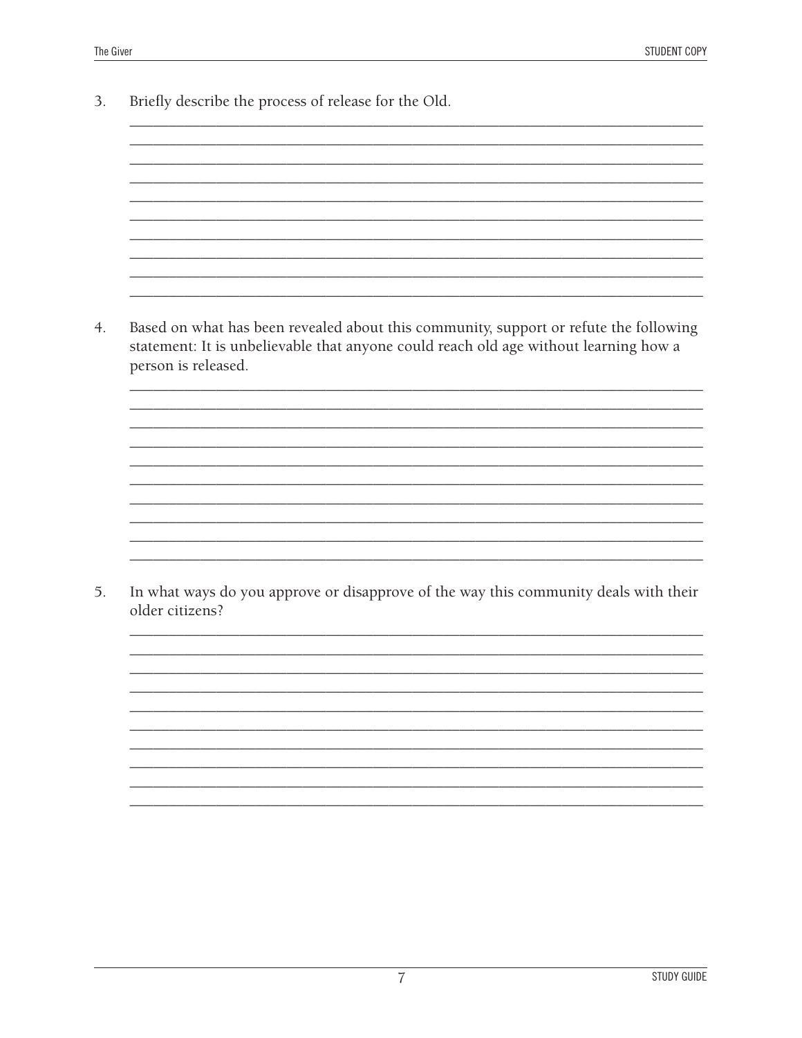3. Briefly describe the process of release for the Old.

4. Based on what has been revealed about this community, support or refute the following statement: It is unbelievable that anyone could reach old age without learning how a person is released.

5. In what ways do you approve or disapprove of the way this community deals with their older citizens?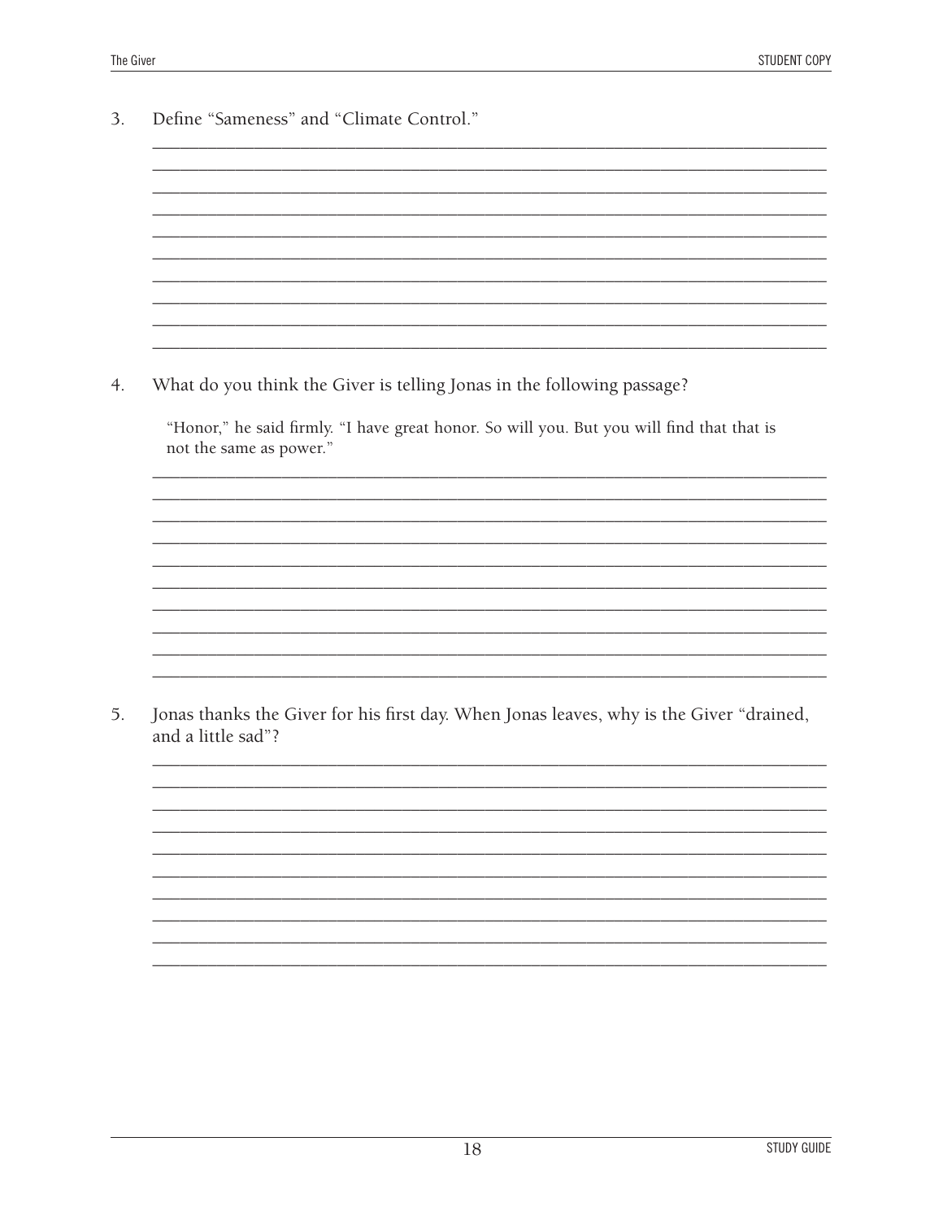3. Define "Sameness" and "Climate Control."

4. What do you think the Giver is telling Jonas in the following passage?

   "Honor," he said firmly. "I have great honor. So will you. But you will find that that is not the same as power."

5. Jonas thanks the Giver for his first day. When Jonas leaves, why is the Giver "drained, and a little sad"?